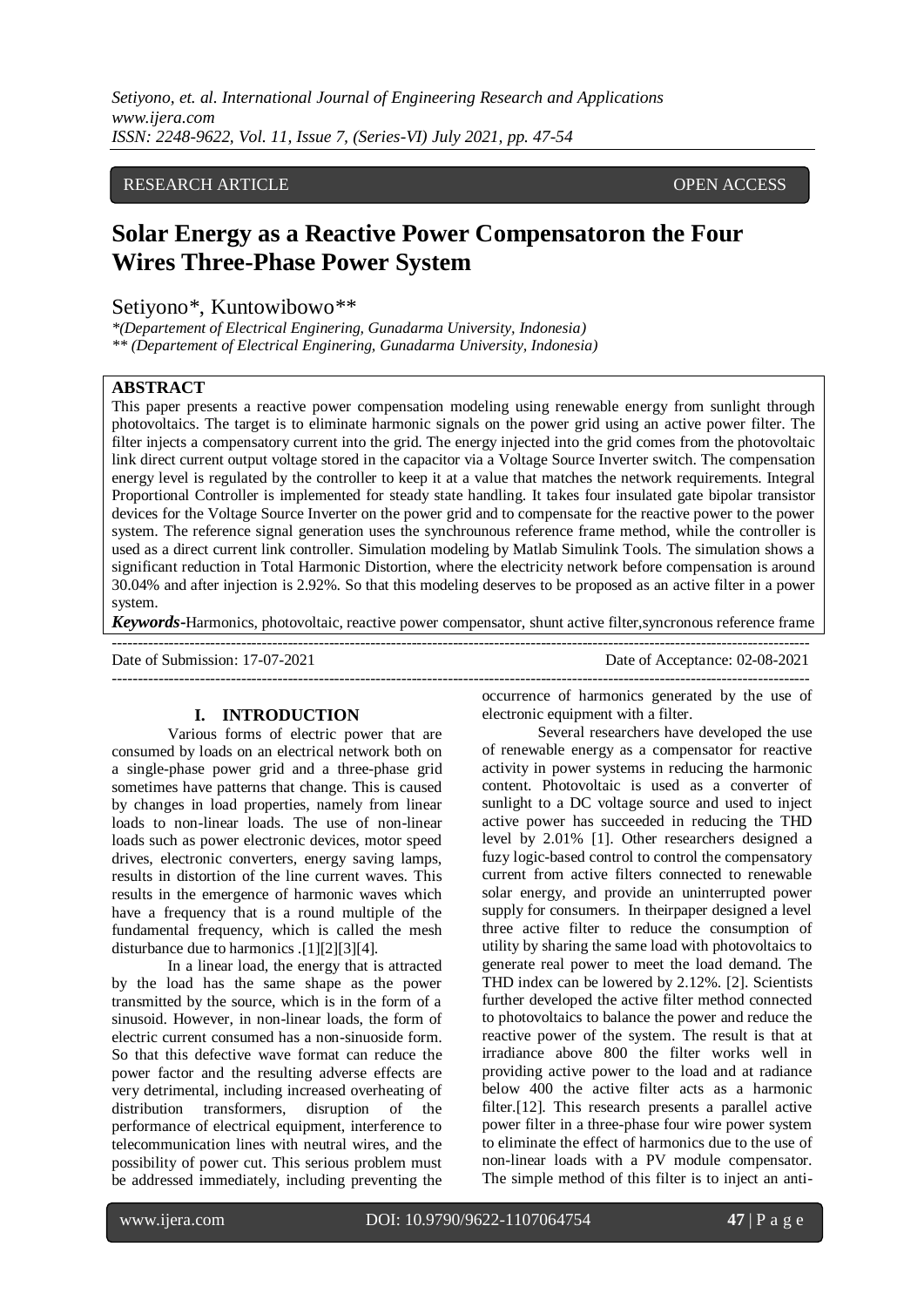RESEARCH ARTICLE OPEN ACCESS

# Solar Energy as a Reactive Power Compensatoron the Four Wires Three-Phase Power System

Setiyono*, Kuntowibowo**

*(Departement of Electrical Enginering, Gunadarma University, Indonesia)
** (Departement of Electrical Enginering, Gunadarma University, Indonesia)

## ABSTRACT

This paper presents a reactive power compensation modeling using renewable energy from sunlight through photovoltaics. The target is to eliminate harmonic signals on the power grid using an active power filter. The filter injects a compensatory current into the grid. The energy injected into the grid comes from the photovoltaic link direct current output voltage stored in the capacitor via a Voltage Source Inverter switch. The compensation energy level is regulated by the controller to keep it at a value that matches the network requirements. Integral Proportional Controller is implemented for steady state handling. It takes four insulated gate bipolar transistor devices for the Voltage Source Inverter on the power grid and to compensate for the reactive power to the power system. The reference signal generation uses the synchrounous reference frame method, while the controller is used as a direct current link controller. Simulation modeling by Matlab Simulink Tools. The simulation shows a significant reduction in Total Harmonic Distortion, where the electricity network before compensation is around 30.04% and after injection is 2.92%. So that this modeling deserves to be proposed as an active filter in a power system.

***Keywords*-**Harmonics, photovoltaic, reactive power compensator, shunt active filter,syncronous reference frame

Date of Submission: 17-07-2021 Date of Acceptance: 02-08-2021

## I. INTRODUCTION

Various forms of electric power that are consumed by loads on an electrical network both on a single-phase power grid and a three-phase grid sometimes have patterns that change. This is caused by changes in load properties, namely from linear loads to non-linear loads. The use of non-linear loads such as power electronic devices, motor speed drives, electronic converters, energy saving lamps, results in distortion of the line current waves. This results in the emergence of harmonic waves which have a frequency that is a round multiple of the fundamental frequency, which is called the mesh disturbance due to harmonics .[1][2][3][4].

In a linear load, the energy that is attracted by the load has the same shape as the power transmitted by the source, which is in the form of a sinusoid. However, in non-linear loads, the form of electric current consumed has a non-sinuoside form. So that this defective wave format can reduce the power factor and the resulting adverse effects are very detrimental, including increased overheating of distribution transformers, disruption of the performance of electrical equipment, interference to telecommunication lines with neutral wires, and the possibility of power cut. This serious problem must be addressed immediately, including preventing the occurrence of harmonics generated by the use of electronic equipment with a filter.

Several researchers have developed the use of renewable energy as a compensator for reactive activity in power systems in reducing the harmonic content. Photovoltaic is used as a converter of sunlight to a DC voltage source and used to inject active power has succeeded in reducing the THD level by 2.01% [1]. Other researchers designed a fuzy logic-based control to control the compensatory current from active filters connected to renewable solar energy, and provide an uninterrupted power supply for consumers. In theirpaper designed a level three active filter to reduce the consumption of utility by sharing the same load with photovoltaics to generate real power to meet the load demand. The THD index can be lowered by 2.12%. [2]. Scientists further developed the active filter method connected to photovoltaics to balance the power and reduce the reactive power of the system. The result is that at irradiance above 800 the filter works well in providing active power to the load and at radiance below 400 the active filter acts as a harmonic filter.[12]. This research presents a parallel active power filter in a three-phase four wire power system to eliminate the effect of harmonics due to the use of non-linear loads with a PV module compensator. The simple method of this filter is to inject an anti-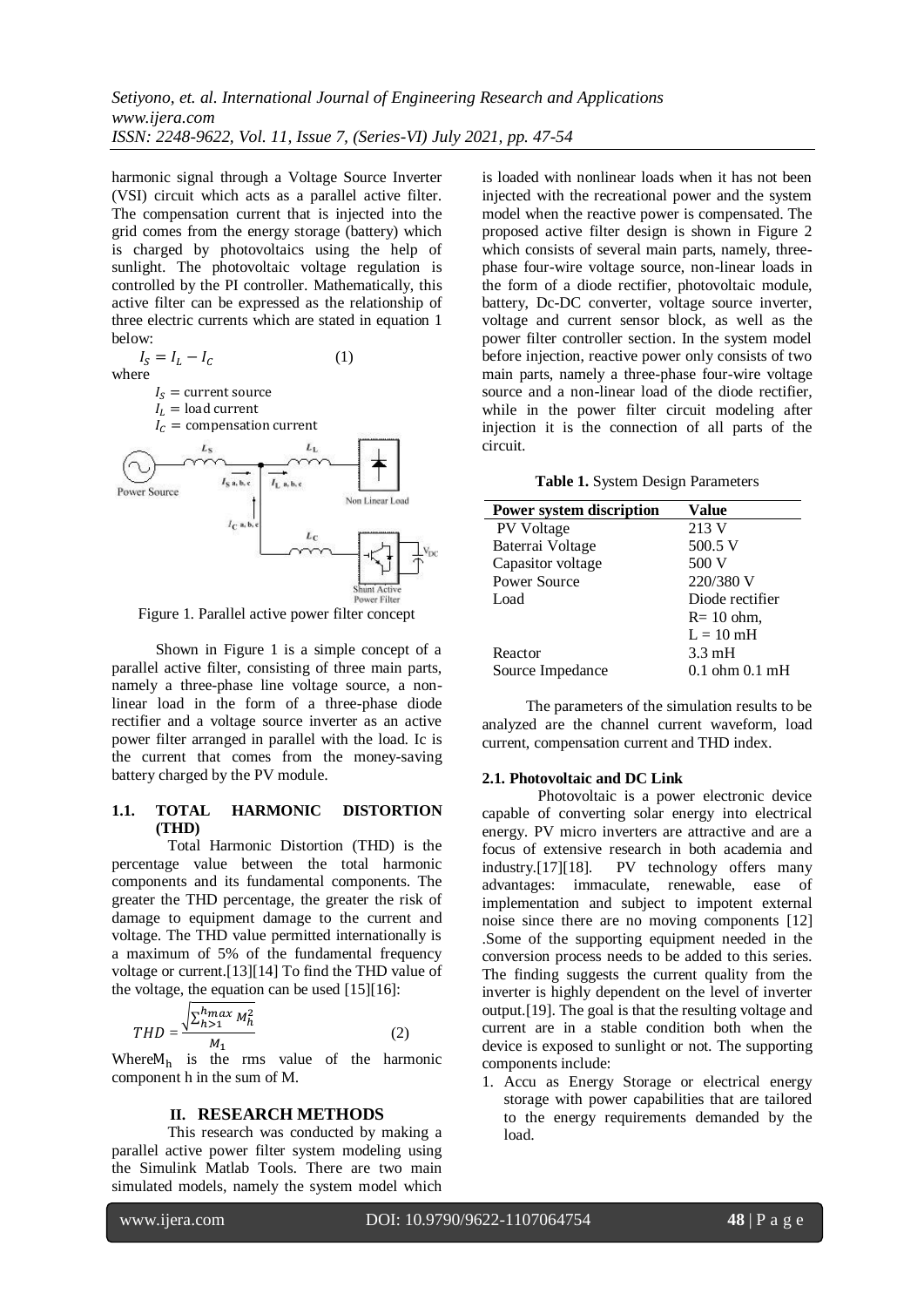harmonic signal through a Voltage Source Inverter (VSI) circuit which acts as a parallel active filter. The compensation current that is injected into the grid comes from the energy storage (battery) which is charged by photovoltaics using the help of sunlight. The photovoltaic voltage regulation is controlled by the PI controller. Mathematically, this active filter can be expressed as the relationship of three electric currents which are stated in equation 1 below:

$$I_S = I_L - I_C \tag{1}$$

where

$I_S$ = current source
$I_L$ = load current
$I_C$ = compensation current

Figure 1. Parallel active power filter concept

Shown in Figure 1 is a simple concept of a parallel active filter, consisting of three main parts, namely a three-phase line voltage source, a non-linear load in the form of a three-phase diode rectifier and a voltage source inverter as an active power filter arranged in parallel with the load. Ic is the current that comes from the money-saving battery charged by the PV module.

### 1.1. TOTAL HARMONIC DISTORTION (THD)

Total Harmonic Distortion (THD) is the percentage value between the total harmonic components and its fundamental components. The greater the THD percentage, the greater the risk of damage to equipment damage to the current and voltage. The THD value permitted internationally is a maximum of 5% of the fundamental frequency voltage or current.[13][14] To find the THD value of the voltage, the equation can be used [15][16]:

$$THD = \frac{\sqrt{\sum_{h>1}^{h_{max}} M_h^2}}{M_1} \tag{2}$$

Where$M_h$ is the rms value of the harmonic component h in the sum of M.

## II. RESEARCH METHODS

This research was conducted by making a parallel active power filter system modeling using the Simulink Matlab Tools. There are two main simulated models, namely the system model which is loaded with nonlinear loads when it has not been injected with the recreational power and the system model when the reactive power is compensated. The proposed active filter design is shown in Figure 2 which consists of several main parts, namely, three-phase four-wire voltage source, non-linear loads in the form of a diode rectifier, photovoltaic module, battery, Dc-DC converter, voltage source inverter, voltage and current sensor block, as well as the power filter controller section. In the system model before injection, reactive power only consists of two main parts, namely a three-phase four-wire voltage source and a non-linear load of the diode rectifier, while in the power filter circuit modeling after injection it is the connection of all parts of the circuit.

**Table 1.** System Design Parameters

| Power system discription | Value |
|---|---|
| PV Voltage | 213 V |
| Baterrai Voltage | 500.5 V |
| Capasitor voltage | 500 V |
| Power Source | 220/380 V |
| Load | Diode rectifier<br>R= 10 ohm,<br>L = 10 mH |
| Reactor | 3.3 mH |
| Source Impedance | 0.1 ohm 0.1 mH |

The parameters of the simulation results to be analyzed are the channel current waveform, load current, compensation current and THD index.

### 2.1. Photovoltaic and DC Link

Photovoltaic is a power electronic device capable of converting solar energy into electrical energy. PV micro inverters are attractive and are a focus of extensive research in both academia and industry.[17][18]. PV technology offers many advantages: immaculate, renewable, ease of implementation and subject to impotent external noise since there are no moving components [12] .Some of the supporting equipment needed in the conversion process needs to be added to this series. The finding suggests the current quality from the inverter is highly dependent on the level of inverter output.[19]. The goal is that the resulting voltage and current are in a stable condition both when the device is exposed to sunlight or not. The supporting components include:

1. Accu as Energy Storage or electrical energy storage with power capabilities that are tailored to the energy requirements demanded by the load.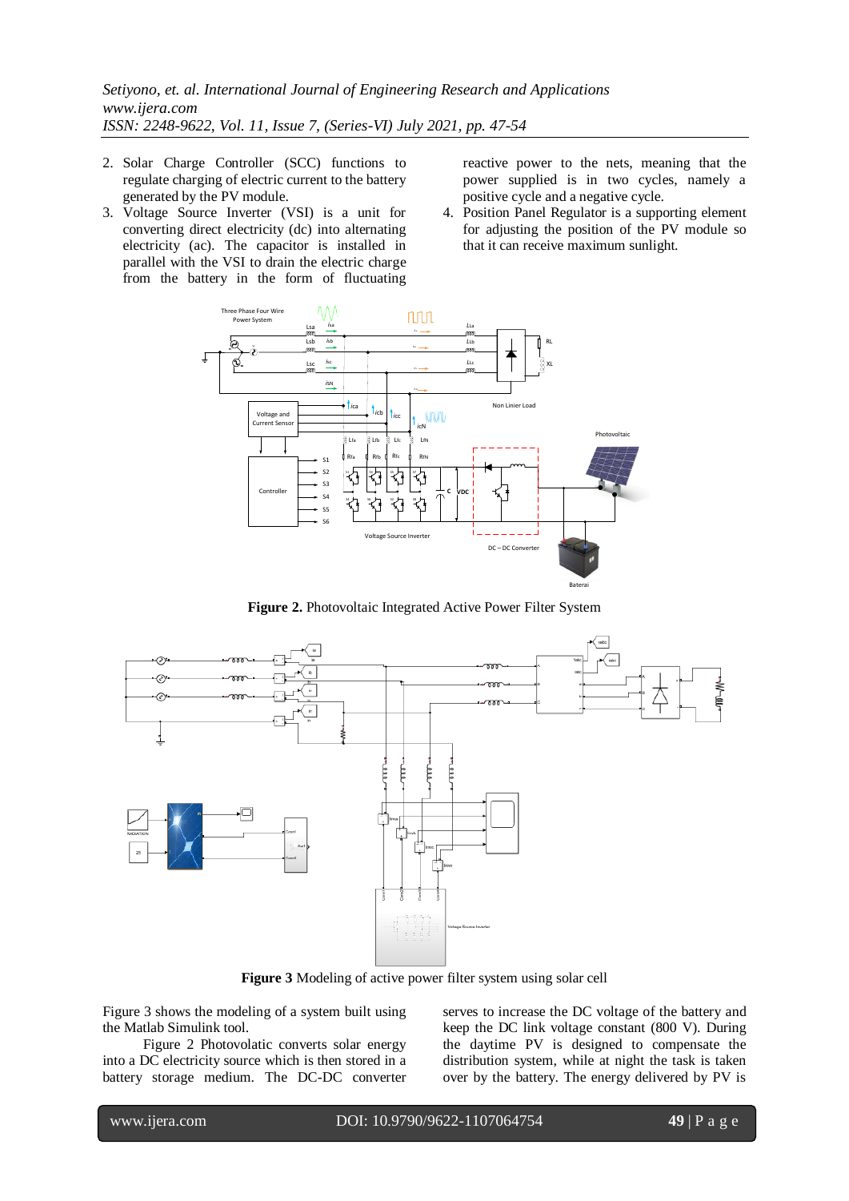2. Solar Charge Controller (SCC) functions to regulate charging of electric current to the battery generated by the PV module.
3. Voltage Source Inverter (VSI) is a unit for converting direct electricity (dc) into alternating electricity (ac). The capacitor is installed in parallel with the VSI to drain the electric charge from the battery in the form of fluctuating reactive power to the nets, meaning that the power supplied is in two cycles, namely a positive cycle and a negative cycle.
4. Position Panel Regulator is a supporting element for adjusting the position of the PV module so that it can receive maximum sunlight.

**Figure 2.** Photovoltaic Integrated Active Power Filter System

**Figure 3** Modeling of active power filter system using solar cell

Figure 3 shows the modeling of a system built using the Matlab Simulink tool.

Figure 2 Photovolatic converts solar energy into a DC electricity source which is then stored in a battery storage medium. The DC-DC converter serves to increase the DC voltage of the battery and keep the DC link voltage constant (800 V). During the daytime PV is designed to compensate the distribution system, while at night the task is taken over by the battery. The energy delivered by PV is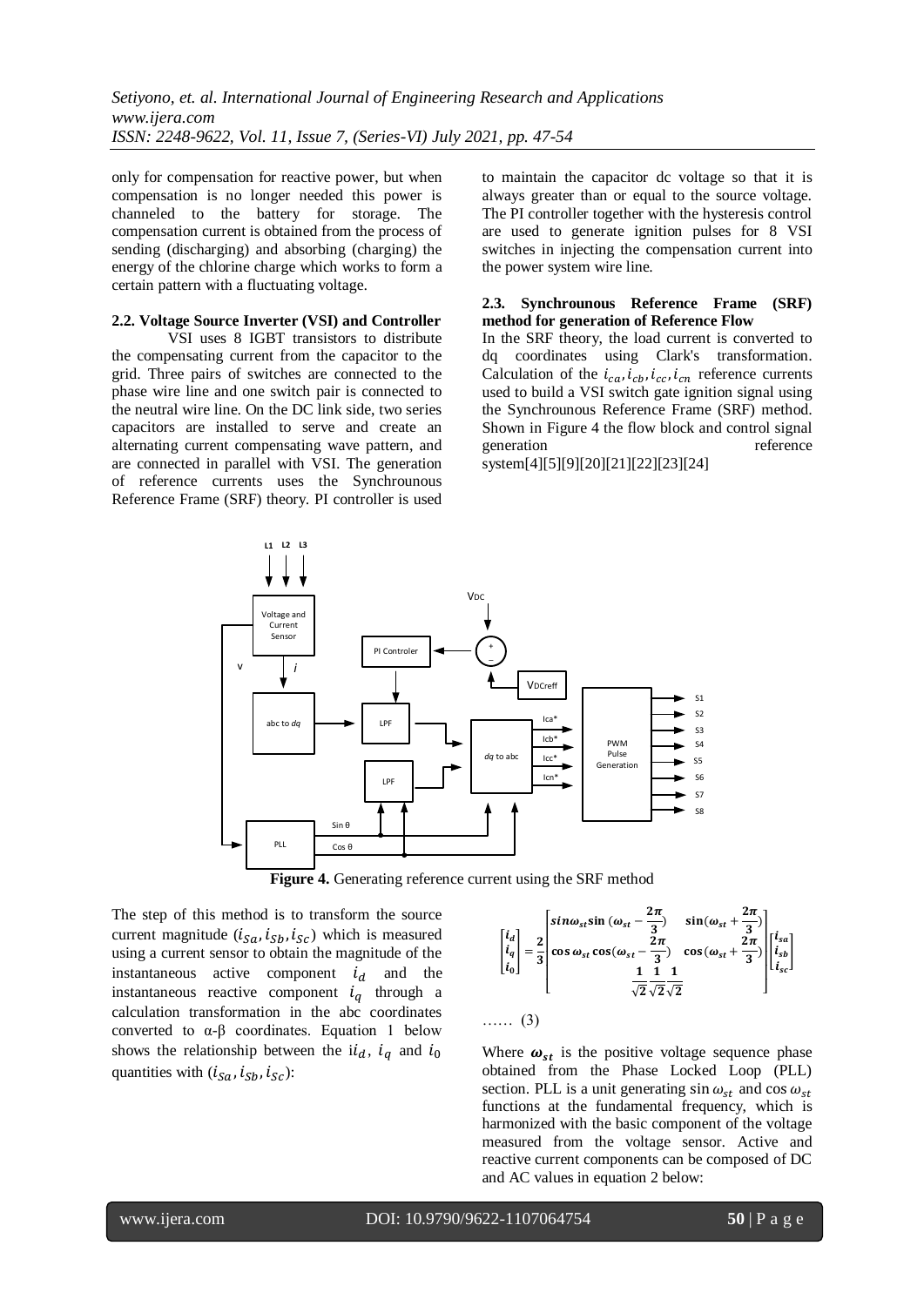only for compensation for reactive power, but when compensation is no longer needed this power is channeled to the battery for storage. The compensation current is obtained from the process of sending (discharging) and absorbing (charging) the energy of the chlorine charge which works to form a certain pattern with a fluctuating voltage.

### 2.2. Voltage Source Inverter (VSI) and Controller

VSI uses 8 IGBT transistors to distribute the compensating current from the capacitor to the grid. Three pairs of switches are connected to the phase wire line and one switch pair is connected to the neutral wire line. On the DC link side, two series capacitors are installed to serve and create an alternating current compensating wave pattern, and are connected in parallel with VSI. The generation of reference currents uses the Synchrounous Reference Frame (SRF) theory. PI controller is used to maintain the capacitor dc voltage so that it is always greater than or equal to the source voltage. The PI controller together with the hysteresis control are used to generate ignition pulses for 8 VSI switches in injecting the compensation current into the power system wire line.

### 2.3. Synchrounous Reference Frame (SRF) method for generation of Reference Flow

In the SRF theory, the load current is converted to dq coordinates using Clark's transformation. Calculation of the $i_{ca}, i_{cb}, i_{cc}, i_{cn}$ reference currents used to build a VSI switch gate ignition signal using the Synchrounous Reference Frame (SRF) method. Shown in Figure 4 the flow block and control signal generation reference system[4][5][9][20][21][22][23][24]

**Figure 4.** Generating reference current using the SRF method

The step of this method is to transform the source current magnitude $(i_{Sa}, i_{Sb}, i_{Sc})$ which is measured using a current sensor to obtain the magnitude of the instantaneous active component $i_d$ and the instantaneous reactive component $i_q$ through a calculation transformation in the abc coordinates converted to α-β coordinates. Equation 1 below shows the relationship between the $i_d$, $i_q$ and $i_0$ quantities with $(i_{Sa}, i_{Sb}, i_{Sc})$:

$$\begin{bmatrix} i_d \\ i_q \\ i_0 \end{bmatrix} = \frac{2}{3} \begin{bmatrix} \sin\omega_{st} \sin(\omega_{st} - \frac{2\pi}{3}) & \sin(\omega_{st} + \frac{2\pi}{3}) \\ \cos\omega_{st} \cos(\omega_{st} - \frac{2\pi}{3}) & \cos(\omega_{st} + \frac{2\pi}{3}) \\ \frac{1}{\sqrt{2}} \frac{1}{\sqrt{2}} \frac{1}{\sqrt{2}} & \end{bmatrix} \begin{bmatrix} i_{sa} \\ i_{sb} \\ i_{sc} \end{bmatrix}$$

…… (3)

Where $\omega_{st}$ is the positive voltage sequence phase obtained from the Phase Locked Loop (PLL) section. PLL is a unit generating $\sin \omega_{st}$ and $\cos \omega_{st}$ functions at the fundamental frequency, which is harmonized with the basic component of the voltage measured from the voltage sensor. Active and reactive current components can be composed of DC and AC values in equation 2 below: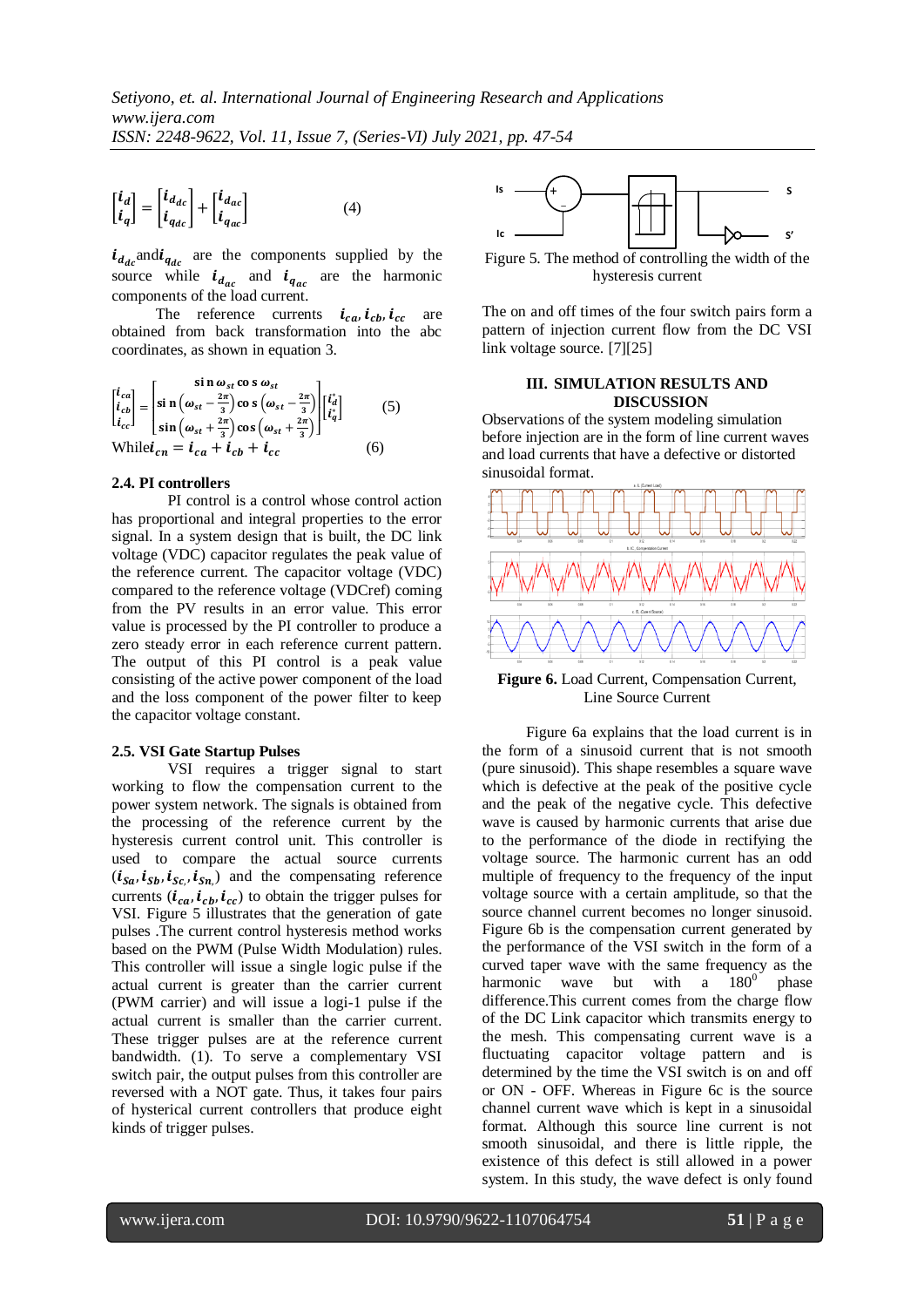$$\begin{bmatrix} i_d \\ i_q \end{bmatrix} = \begin{bmatrix} i_{d_{dc}} \\ i_{q_{dc}} \end{bmatrix} + \begin{bmatrix} i_{d_{ac}} \\ i_{q_{ac}} \end{bmatrix} \quad (4)$$

$i_{d_{dc}}$ and $i_{q_{dc}}$ are the components supplied by the source while $i_{d_{ac}}$ and $i_{q_{ac}}$ are the harmonic components of the load current.

The reference currents $i_{ca}, i_{cb}, i_{cc}$ are obtained from back transformation into the abc coordinates, as shown in equation 3.

$$\begin{bmatrix} i_{ca} \\ i_{cb} \\ i_{cc} \end{bmatrix} = \begin{bmatrix} \sin\omega_{st} & \cos\omega_{st} \\ \sin\left(\omega_{st} - \frac{2\pi}{3}\right) & \cos\left(\omega_{st} - \frac{2\pi}{3}\right) \\ \sin\left(\omega_{st} + \frac{2\pi}{3}\right) & \cos\left(\omega_{st} + \frac{2\pi}{3}\right) \end{bmatrix} \begin{bmatrix} i_d^* \\ i_q^* \end{bmatrix} \quad (5)$$

While $i_{cn} = i_{ca} + i_{cb} + i_{cc}$ (6)

### 2.4. PI controllers

PI control is a control whose control action has proportional and integral properties to the error signal. In a system design that is built, the DC link voltage (VDC) capacitor regulates the peak value of the reference current. The capacitor voltage (VDC) compared to the reference voltage (VDCref) coming from the PV results in an error value. This error value is processed by the PI controller to produce a zero steady error in each reference current pattern. The output of this PI control is a peak value consisting of the active power component of the load and the loss component of the power filter to keep the capacitor voltage constant.

### 2.5. VSI Gate Startup Pulses

VSI requires a trigger signal to start working to flow the compensation current to the power system network. The signals is obtained from the processing of the reference current by the hysteresis current control unit. This controller is used to compare the actual source currents ($i_{Sa}, i_{Sb}, i_{Sc}, i_{Sn}$) and the compensating reference currents ($i_{ca}, i_{cb}, i_{cc}$) to obtain the trigger pulses for VSI. Figure 5 illustrates that the generation of gate pulses .The current control hysteresis method works based on the PWM (Pulse Width Modulation) rules. This controller will issue a single logic pulse if the actual current is greater than the carrier current (PWM carrier) and will issue a logi-1 pulse if the actual current is smaller than the carrier current. These trigger pulses are at the reference current bandwidth. (1). To serve a complementary VSI switch pair, the output pulses from this controller are reversed with a NOT gate. Thus, it takes four pairs of hysterical current controllers that produce eight kinds of trigger pulses.

Figure 5. The method of controlling the width of the hysteresis current

The on and off times of the four switch pairs form a pattern of injection current flow from the DC VSI link voltage source. [7][25]

## III. SIMULATION RESULTS AND DISCUSSION

Observations of the system modeling simulation before injection are in the form of line current waves and load currents that have a defective or distorted sinusoidal format.

**Figure 6.** Load Current, Compensation Current, Line Source Current

Figure 6a explains that the load current is in the form of a sinusoid current that is not smooth (pure sinusoid). This shape resembles a square wave which is defective at the peak of the positive cycle and the peak of the negative cycle. This defective wave is caused by harmonic currents that arise due to the performance of the diode in rectifying the voltage source. The harmonic current has an odd multiple of frequency to the frequency of the input voltage source with a certain amplitude, so that the source channel current becomes no longer sinusoid. Figure 6b is the compensation current generated by the performance of the VSI switch in the form of a curved taper wave with the same frequency as the harmonic wave but with a $180^0$ phase difference.This current comes from the charge flow of the DC Link capacitor which transmits energy to the mesh. This compensating current wave is a fluctuating capacitor voltage pattern and is determined by the time the VSI switch is on and off or ON - OFF. Whereas in Figure 6c is the source channel current wave which is kept in a sinusoidal format. Although this source line current is not smooth sinusoidal, and there is little ripple, the existence of this defect is still allowed in a power system. In this study, the wave defect is only found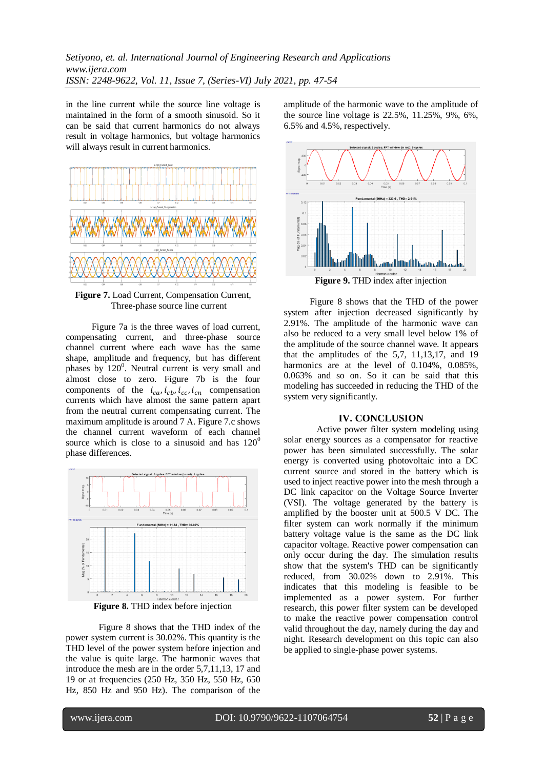in the line current while the source line voltage is maintained in the form of a smooth sinusoid. So it can be said that current harmonics do not always result in voltage harmonics, but voltage harmonics will always result in current harmonics.

**Figure 7.** Load Current, Compensation Current, Three-phase source line current

Figure 7a is the three waves of load current, compensating current, and three-phase source channel current where each wave has the same shape, amplitude and frequency, but has different phases by $120^0$. Neutral current is very small and almost close to zero. Figure 7b is the four components of the $i_{ca}, i_{cb}, i_{cc}, i_{cn}$ compensation currents which have almost the same pattern apart from the neutral current compensating current. The maximum amplitude is around 7 A. Figure 7.c shows the channel current waveform of each channel source which is close to a sinusoid and has $120^0$ phase differences.

**Figure 8.** THD index before injection

Figure 8 shows that the THD index of the power system current is 30.02%. This quantity is the THD level of the power system before injection and the value is quite large. The harmonic waves that introduce the mesh are in the order 5,7,11,13, 17 and 19 or at frequencies (250 Hz, 350 Hz, 550 Hz, 650 Hz, 850 Hz and 950 Hz). The comparison of the amplitude of the harmonic wave to the amplitude of the source line voltage is 22.5%, 11.25%, 9%, 6%, 6.5% and 4.5%, respectively.

**Figure 9.** THD index after injection

Figure 8 shows that the THD of the power system after injection decreased significantly by 2.91%. The amplitude of the harmonic wave can also be reduced to a very small level below 1% of the amplitude of the source channel wave. It appears that the amplitudes of the 5,7, 11,13,17, and 19 harmonics are at the level of 0.104%, 0.085%, 0.063% and so on. So it can be said that this modeling has succeeded in reducing the THD of the system very significantly.

## IV. CONCLUSION

Active power filter system modeling using solar energy sources as a compensator for reactive power has been simulated successfully. The solar energy is converted using photovoltaic into a DC current source and stored in the battery which is used to inject reactive power into the mesh through a DC link capacitor on the Voltage Source Inverter (VSI). The voltage generated by the battery is amplified by the booster unit at 500.5 V DC. The filter system can work normally if the minimum battery voltage value is the same as the DC link capacitor voltage. Reactive power compensation can only occur during the day. The simulation results show that the system's THD can be significantly reduced, from 30.02% down to 2.91%. This indicates that this modeling is feasible to be implemented as a power system. For further research, this power filter system can be developed to make the reactive power compensation control valid throughout the day, namely during the day and night. Research development on this topic can also be applied to single-phase power systems.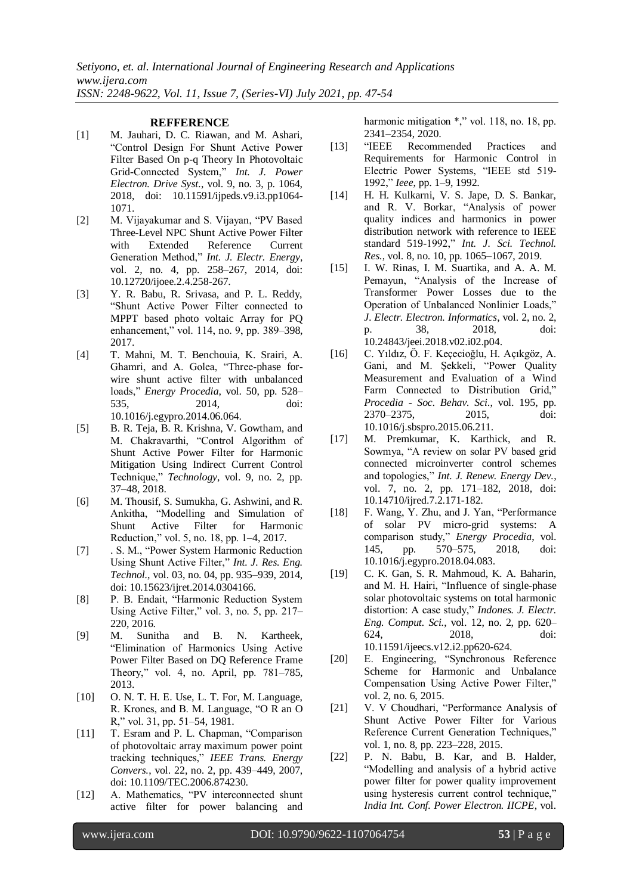**REFFERENCE**

[1] M. Jauhari, D. C. Riawan, and M. Ashari, "Control Design For Shunt Active Power Filter Based On p-q Theory In Photovoltaic Grid-Connected System," *Int. J. Power Electron. Drive Syst.*, vol. 9, no. 3, p. 1064, 2018, doi: 10.11591/ijpeds.v9.i3.pp1064-1071.

[2] M. Vijayakumar and S. Vijayan, "PV Based Three-Level NPC Shunt Active Power Filter with Extended Reference Current Generation Method," *Int. J. Electr. Energy*, vol. 2, no. 4, pp. 258–267, 2014, doi: 10.12720/ijoee.2.4.258-267.

[3] Y. R. Babu, R. Srivasa, and P. L. Reddy, "Shunt Active Power Filter connected to MPPT based photo voltaic Array for PQ enhancement," vol. 114, no. 9, pp. 389–398, 2017.

[4] T. Mahni, M. T. Benchouia, K. Srairi, A. Ghamri, and A. Golea, "Three-phase for-wire shunt active filter with unbalanced loads," *Energy Procedia*, vol. 50, pp. 528–535, 2014, doi: 10.1016/j.egypro.2014.06.064.

[5] B. R. Teja, B. R. Krishna, V. Gowtham, and M. Chakravarthi, "Control Algorithm of Shunt Active Power Filter for Harmonic Mitigation Using Indirect Current Control Technique," *Technology*, vol. 9, no. 2, pp. 37–48, 2018.

[6] M. Thousif, S. Sumukha, G. Ashwini, and R. Ankitha, "Modelling and Simulation of Shunt Active Filter for Harmonic Reduction," vol. 5, no. 18, pp. 1–4, 2017.

[7] . S. M., "Power System Harmonic Reduction Using Shunt Active Filter," *Int. J. Res. Eng. Technol.*, vol. 03, no. 04, pp. 935–939, 2014, doi: 10.15623/ijret.2014.0304166.

[8] P. B. Endait, "Harmonic Reduction System Using Active Filter," vol. 3, no. 5, pp. 217–220, 2016.

[9] M. Sunitha and B. N. Kartheek, "Elimination of Harmonics Using Active Power Filter Based on DQ Reference Frame Theory," vol. 4, no. April, pp. 781–785, 2013.

[10] O. N. T. H. E. Use, L. T. For, M. Language, R. Krones, and B. M. Language, "O R an O R," vol. 31, pp. 51–54, 1981.

[11] T. Esram and P. L. Chapman, "Comparison of photovoltaic array maximum power point tracking techniques," *IEEE Trans. Energy Convers.*, vol. 22, no. 2, pp. 439–449, 2007, doi: 10.1109/TEC.2006.874230.

[12] A. Mathematics, "PV interconnected shunt active filter for power balancing and harmonic mitigation *," vol. 118, no. 18, pp. 2341–2354, 2020.

[13] "IEEE Recommended Practices and Requirements for Harmonic Control in Electric Power Systems, "IEEE std 519-1992," *Ieee*, pp. 1–9, 1992.

[14] H. H. Kulkarni, V. S. Jape, D. S. Bankar, and R. V. Borkar, "Analysis of power quality indices and harmonics in power distribution network with reference to IEEE standard 519-1992," *Int. J. Sci. Technol. Res.*, vol. 8, no. 10, pp. 1065–1067, 2019.

[15] I. W. Rinas, I. M. Suartika, and A. A. M. Pemayun, "Analysis of the Increase of Transformer Power Losses due to the Operation of Unbalanced Nonlinier Loads," *J. Electr. Electron. Informatics*, vol. 2, no. 2, p. 38, 2018, doi: 10.24843/jeei.2018.v02.i02.p04.

[16] C. Yıldız, Ö. F. Keçecioğlu, H. Açıkgöz, A. Gani, and M. Şekkeli, "Power Quality Measurement and Evaluation of a Wind Farm Connected to Distribution Grid," *Procedia - Soc. Behav. Sci.*, vol. 195, pp. 2370–2375, 2015, doi: 10.1016/j.sbspro.2015.06.211.

[17] M. Premkumar, K. Karthick, and R. Sowmya, "A review on solar PV based grid connected microinverter control schemes and topologies," *Int. J. Renew. Energy Dev.*, vol. 7, no. 2, pp. 171–182, 2018, doi: 10.14710/ijred.7.2.171-182.

[18] F. Wang, Y. Zhu, and J. Yan, "Performance of solar PV micro-grid systems: A comparison study," *Energy Procedia*, vol. 145, pp. 570–575, 2018, doi: 10.1016/j.egypro.2018.04.083.

[19] C. K. Gan, S. R. Mahmoud, K. A. Baharin, and M. H. Hairi, "Influence of single-phase solar photovoltaic systems on total harmonic distortion: A case study," *Indones. J. Electr. Eng. Comput. Sci.*, vol. 12, no. 2, pp. 620–624, 2018, doi: 10.11591/ijeecs.v12.i2.pp620-624.

[20] E. Engineering, "Synchronous Reference Scheme for Harmonic and Unbalance Compensation Using Active Power Filter," vol. 2, no. 6, 2015.

[21] V. V Choudhari, "Performance Analysis of Shunt Active Power Filter for Various Reference Current Generation Techniques," vol. 1, no. 8, pp. 223–228, 2015.

[22] P. N. Babu, B. Kar, and B. Halder, "Modelling and analysis of a hybrid active power filter for power quality improvement using hysteresis current control technique," *India Int. Conf. Power Electron. IICPE*, vol.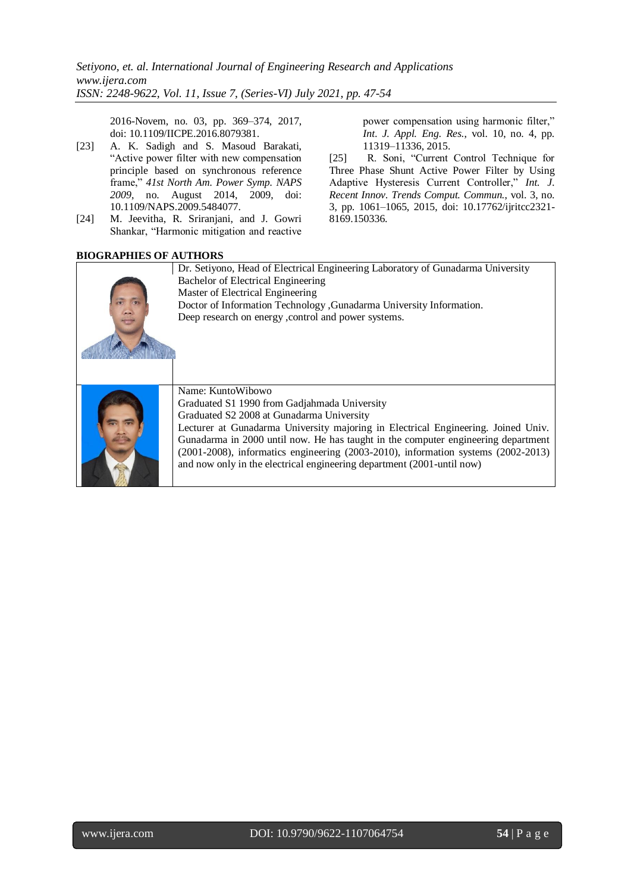2016-Novem, no. 03, pp. 369–374, 2017, doi: 10.1109/IICPE.2016.8079381.

[23] A. K. Sadigh and S. Masoud Barakati, "Active power filter with new compensation principle based on synchronous reference frame," *41st North Am. Power Symp. NAPS 2009*, no. August 2014, 2009, doi: 10.1109/NAPS.2009.5484077.

[24] M. Jeevitha, R. Sriranjani, and J. Gowri Shankar, "Harmonic mitigation and reactive power compensation using harmonic filter," *Int. J. Appl. Eng. Res.*, vol. 10, no. 4, pp. 11319–11336, 2015.

[25] R. Soni, "Current Control Technique for Three Phase Shunt Active Power Filter by Using Adaptive Hysteresis Current Controller," *Int. J. Recent Innov. Trends Comput. Commun.*, vol. 3, no. 3, pp. 1061–1065, 2015, doi: 10.17762/ijritcc2321-8169.150336.

**BIOGRAPHIES OF AUTHORS**

| | |
|---|---|
| | Dr. Setiyono, Head of Electrical Engineering Laboratory of Gunadarma University<br>Bachelor of Electrical Engineering<br>Master of Electrical Engineering<br>Doctor of Information Technology ,Gunadarma University Information.<br>Deep research on energy ,control and power systems. |
| | Name: KuntoWibowo<br>Graduated S1 1990 from Gadjahmada University<br>Graduated S2 2008 at Gunadarma University<br>Lecturer at Gunadarma University majoring in Electrical Engineering. Joined Univ. Gunadarma in 2000 until now. He has taught in the computer engineering department (2001-2008), informatics engineering (2003-2010), information systems (2002-2013) and now only in the electrical engineering department (2001-until now) |